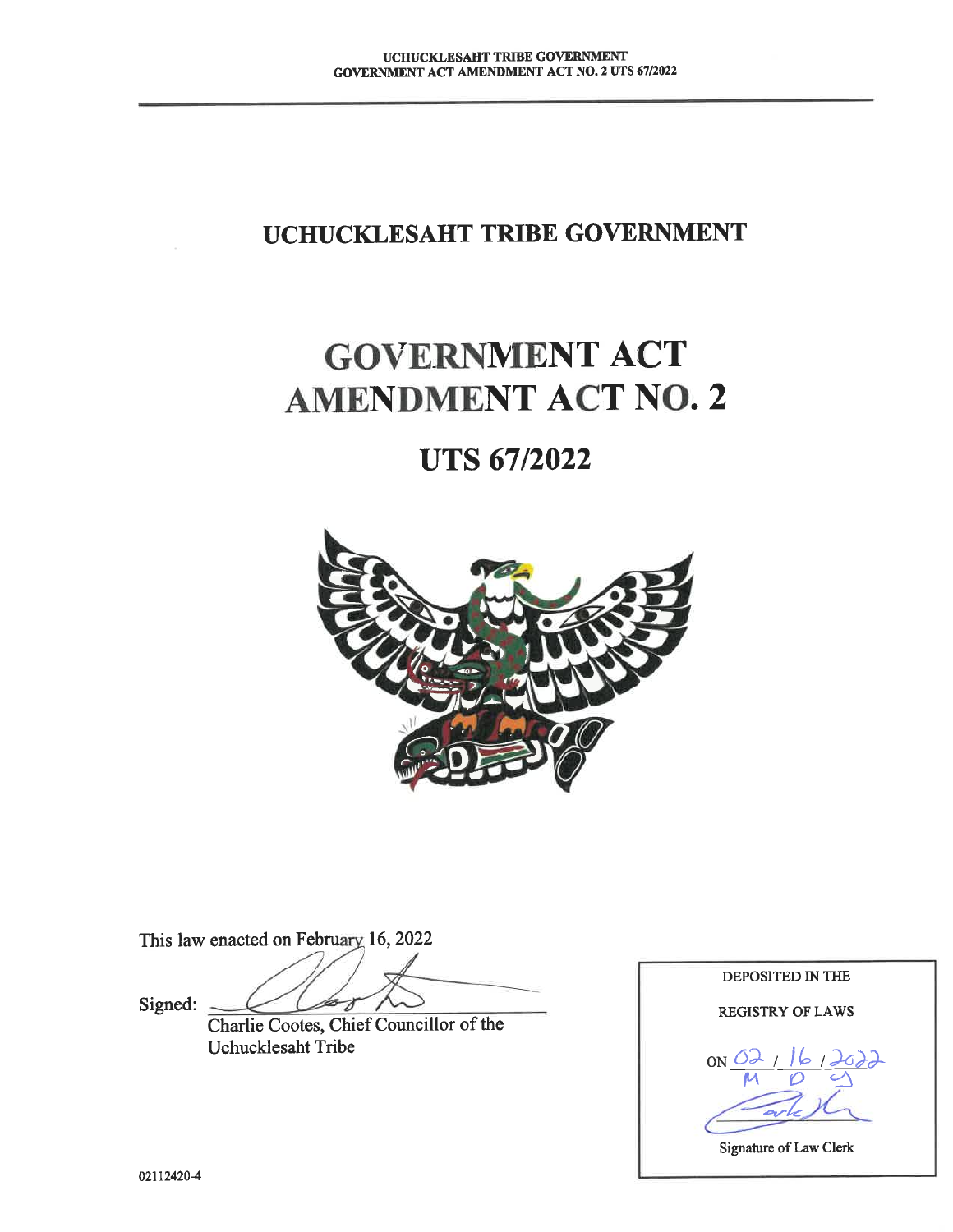# UCHUCKLESAHT TRIBE GOVERNMENT

# GOVERNMENT ACT AMENDMENT ACT NO. 2

## UTS 67/2022

This law enacted on February 16, 2022

Signed: \_\_\_\_\_\_\_\_\_\_\_\_\_\_\_\_\_\_\_\_\_\_\_\_\_\_

Charlie Cootes, Chief Councillor of the Uchucklesaht Tribe

DEPOSITED IN THE

REGISTRY OF LAWS

ON 02 / 16 / 2022
M D Y

Signature of Law Clerk

02112420-4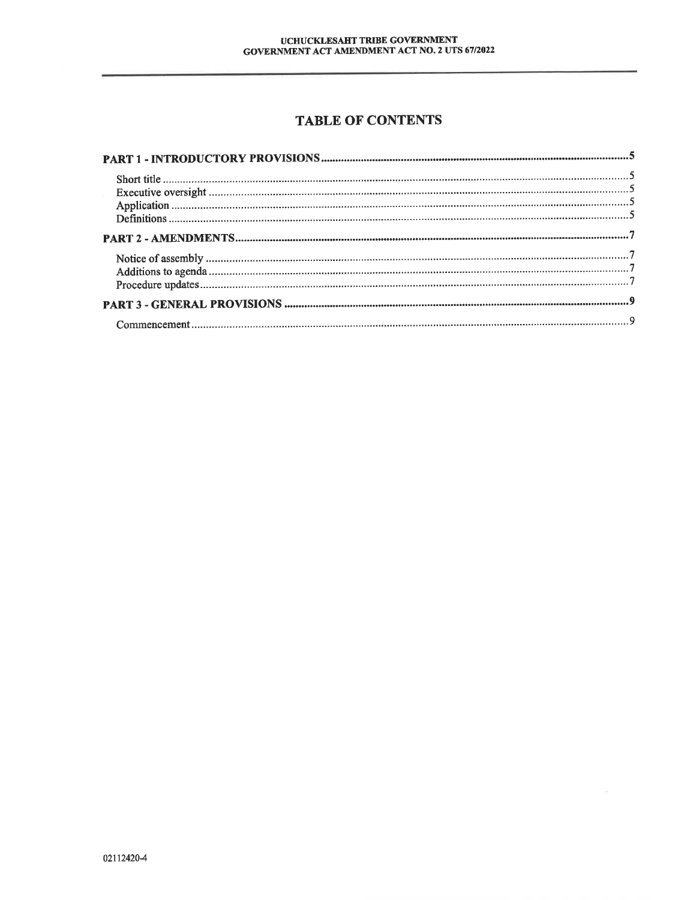# TABLE OF CONTENTS

**PART 1 - INTRODUCTORY PROVISIONS** ........................................ **5**

Short title ........................................ 5
Executive oversight ........................................ 5
Application ........................................ 5
Definitions ........................................ 5

**PART 2 - AMENDMENTS** ........................................ **7**

Notice of assembly ........................................ 7
Additions to agenda ........................................ 7
Procedure updates ........................................ 7

**PART 3 - GENERAL PROVISIONS** ........................................ **9**

Commencement ........................................ 9

02112420-4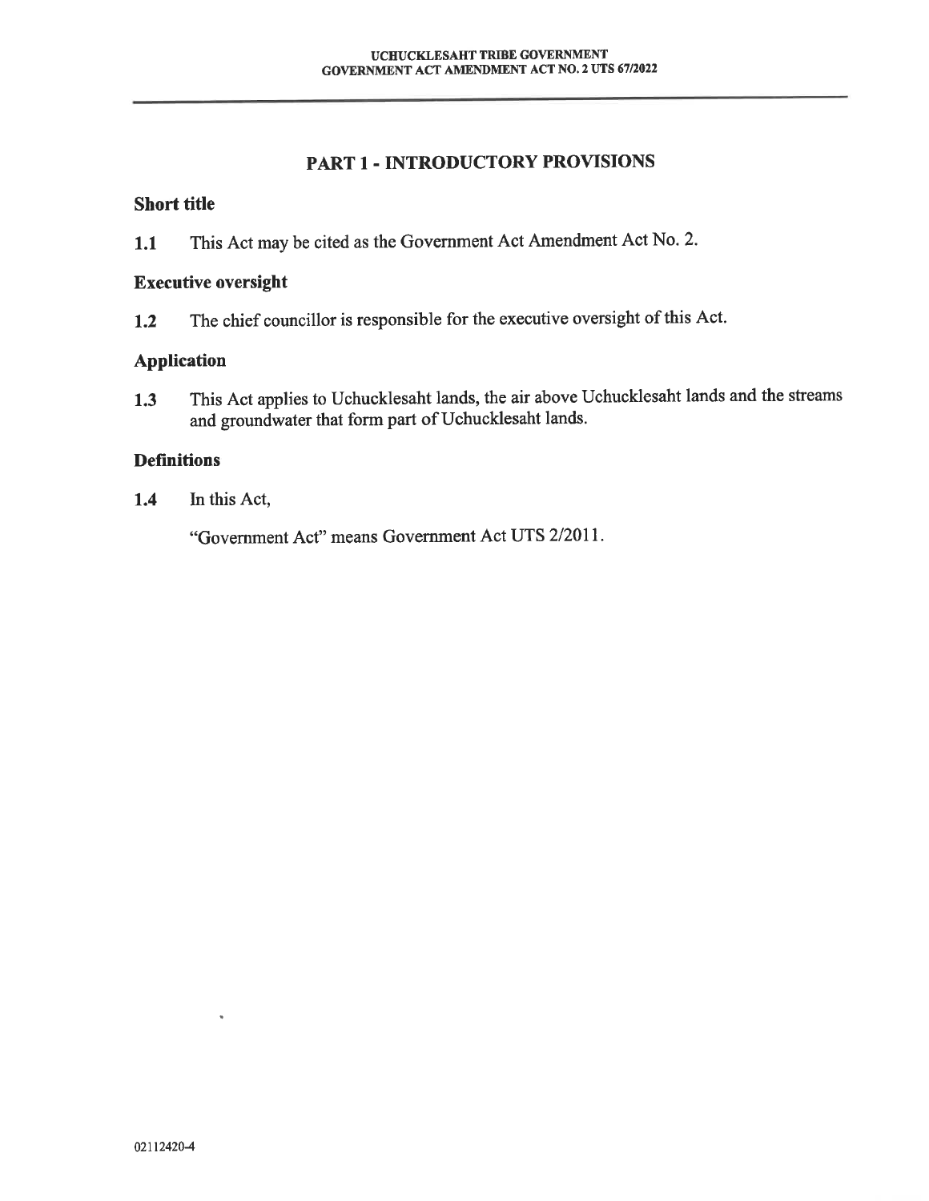## PART 1 - INTRODUCTORY PROVISIONS

### Short title

**1.1** This Act may be cited as the Government Act Amendment Act No. 2.

### Executive oversight

**1.2** The chief councillor is responsible for the executive oversight of this Act.

### Application

**1.3** This Act applies to Uchucklesaht lands, the air above Uchucklesaht lands and the streams and groundwater that form part of Uchucklesaht lands.

### Definitions

**1.4** In this Act,

"Government Act" means Government Act UTS 2/2011.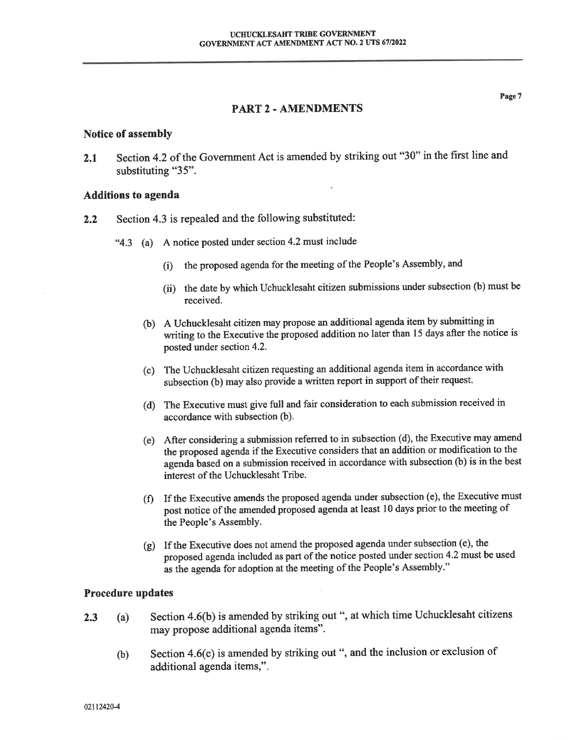## PART 2 - AMENDMENTS

### Notice of assembly

**2.1** Section 4.2 of the Government Act is amended by striking out "30" in the first line and substituting "35".

### Additions to agenda

**2.2** Section 4.3 is repealed and the following substituted:

"4.3 (a) A notice posted under section 4.2 must include

(i) the proposed agenda for the meeting of the People's Assembly, and

(ii) the date by which Uchucklesaht citizen submissions under subsection (b) must be received.

(b) A Uchucklesaht citizen may propose an additional agenda item by submitting in writing to the Executive the proposed addition no later than 15 days after the notice is posted under section 4.2.

(c) The Uchucklesaht citizen requesting an additional agenda item in accordance with subsection (b) may also provide a written report in support of their request.

(d) The Executive must give full and fair consideration to each submission received in accordance with subsection (b).

(e) After considering a submission referred to in subsection (d), the Executive may amend the proposed agenda if the Executive considers that an addition or modification to the agenda based on a submission received in accordance with subsection (b) is in the best interest of the Uchucklesaht Tribe.

(f) If the Executive amends the proposed agenda under subsection (e), the Executive must post notice of the amended proposed agenda at least 10 days prior to the meeting of the People's Assembly.

(g) If the Executive does not amend the proposed agenda under subsection (e), the proposed agenda included as part of the notice posted under section 4.2 must be used as the agenda for adoption at the meeting of the People's Assembly."

### Procedure updates

**2.3** (a) Section 4.6(b) is amended by striking out ", at which time Uchucklesaht citizens may propose additional agenda items".

(b) Section 4.6(c) is amended by striking out ", and the inclusion or exclusion of additional agenda items,".

02112420-4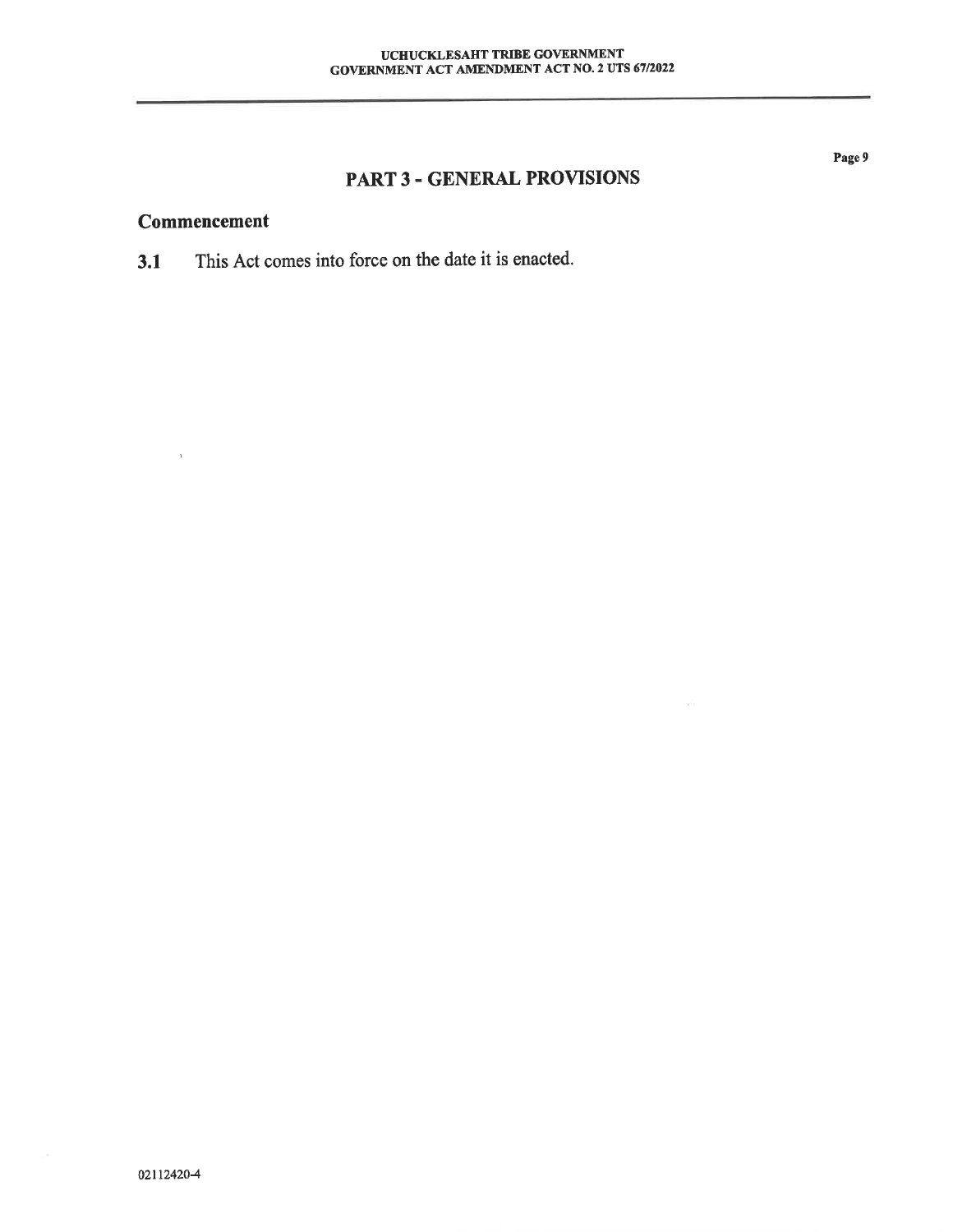# PART 3 - GENERAL PROVISIONS

## Commencement

**3.1** This Act comes into force on the date it is enacted.